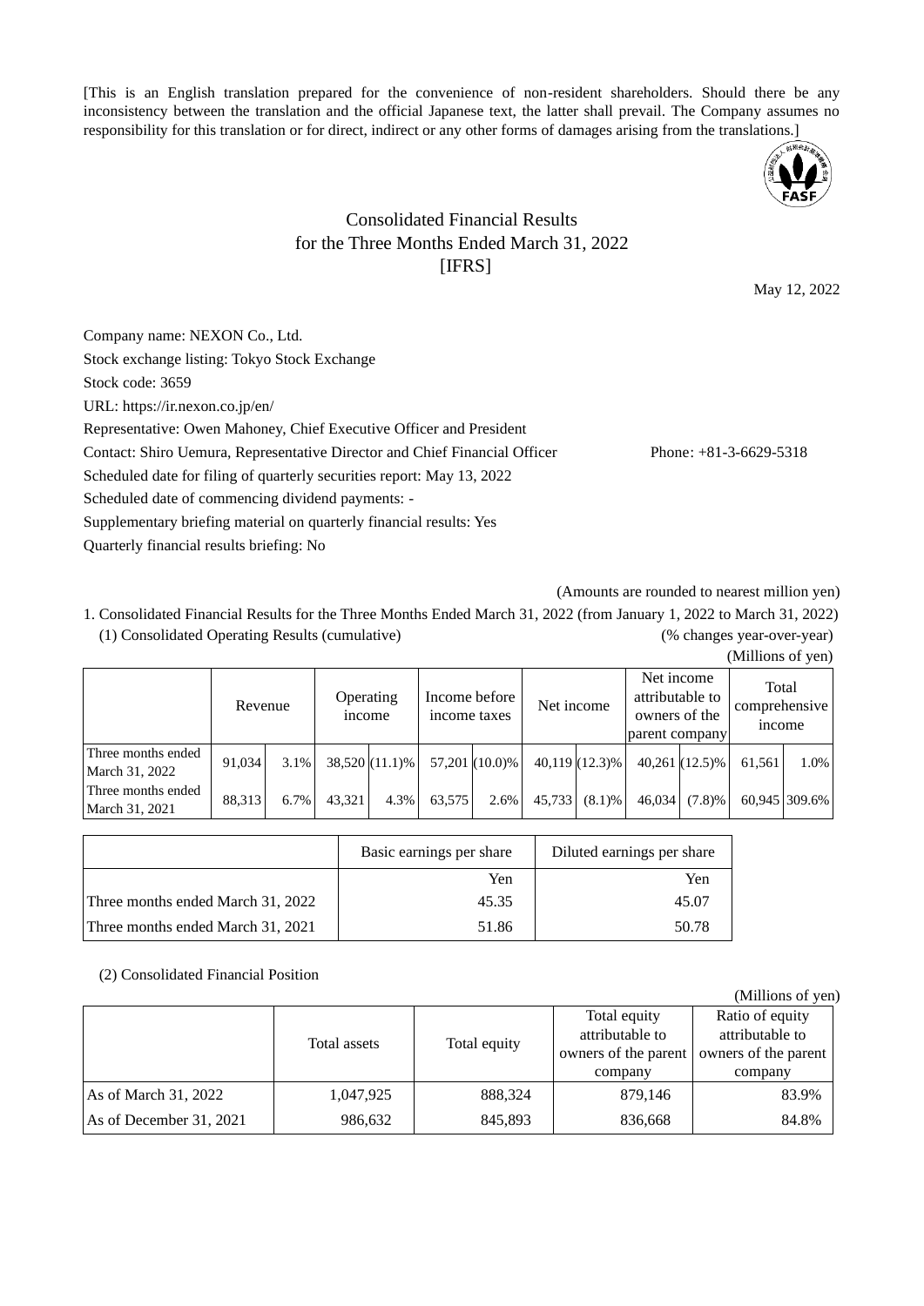[This is an English translation prepared for the convenience of non-resident shareholders. Should there be any inconsistency between the translation and the official Japanese text, the latter shall prevail. The Company assumes no responsibility for this translation or for direct, indirect or any other forms of damages arising from the translations.]

# Consolidated Financial Results for the Three Months Ended March 31, 2022 [IFRS]

May 12, 2022

Company name: NEXON Co., Ltd.
Stock exchange listing: Tokyo Stock Exchange
Stock code: 3659
URL: https://ir.nexon.co.jp/en/
Representative: Owen Mahoney, Chief Executive Officer and President
Contact: Shiro Uemura, Representative Director and Chief Financial Officer Phone: +81-3-6629-5318
Scheduled date for filing of quarterly securities report: May 13, 2022
Scheduled date of commencing dividend payments: -
Supplementary briefing material on quarterly financial results: Yes
Quarterly financial results briefing: No

(Amounts are rounded to nearest million yen)

1. Consolidated Financial Results for the Three Months Ended March 31, 2022 (from January 1, 2022 to March 31, 2022)

(1) Consolidated Operating Results (cumulative)

(% changes year-over-year)

(Millions of yen)

| | Revenue | | Operating income | | Income before income taxes | | Net income | | Net income attributable to owners of the parent company | | Total comprehensive income | |
|---|---|---|---|---|---|---|---|---|---|---|---|---|
| Three months ended March 31, 2022 | 91,034 | 3.1% | 38,520 | (11.1)% | 57,201 | (10.0)% | 40,119 | (12.3)% | 40,261 | (12.5)% | 61,561 | 1.0% |
| Three months ended March 31, 2021 | 88,313 | 6.7% | 43,321 | 4.3% | 63,575 | 2.6% | 45,733 | (8.1)% | 46,034 | (7.8)% | 60,945 | 309.6% |

| | Basic earnings per share | Diluted earnings per share |
|---|---|---|
| | Yen | Yen |
| Three months ended March 31, 2022 | 45.35 | 45.07 |
| Three months ended March 31, 2021 | 51.86 | 50.78 |

(2) Consolidated Financial Position

(Millions of yen)

| | Total assets | Total equity | Total equity attributable to owners of the parent company | Ratio of equity attributable to owners of the parent company |
|---|---|---|---|---|
| As of March 31, 2022 | 1,047,925 | 888,324 | 879,146 | 83.9% |
| As of December 31, 2021 | 986,632 | 845,893 | 836,668 | 84.8% |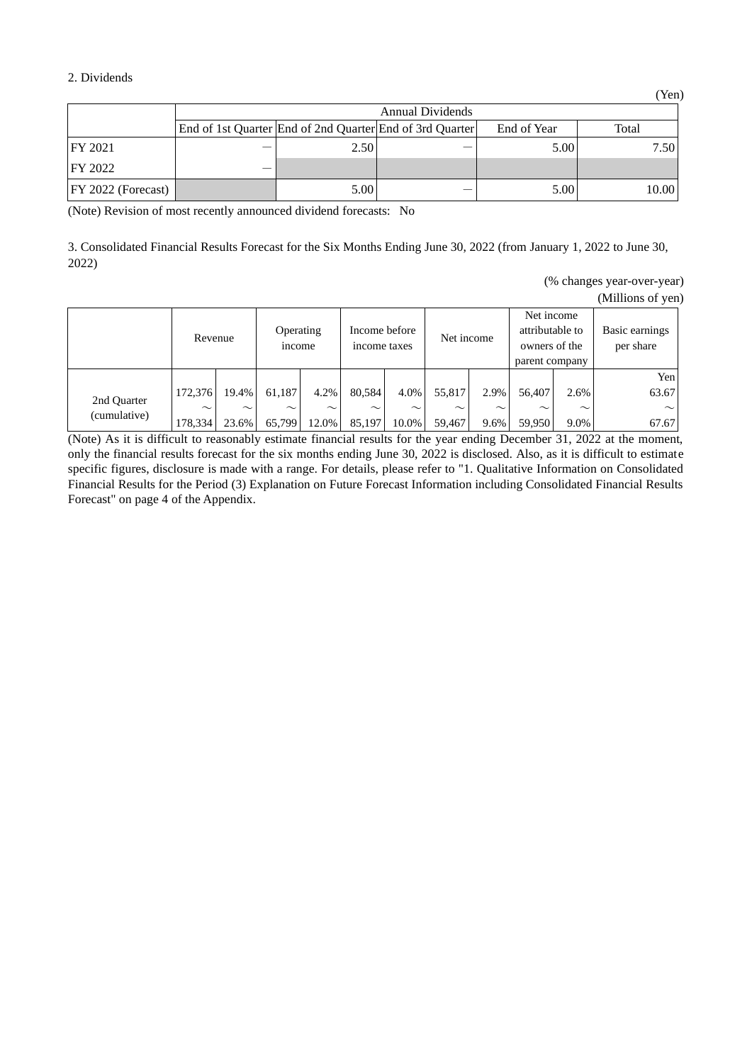2. Dividends

(Yen)

| | Annual Dividends | | | | |
|---|---|---|---|---|---|
| | End of 1st Quarter | End of 2nd Quarter | End of 3rd Quarter | End of Year | Total |
| FY 2021 | ― | 2.50 | ― | 5.00 | 7.50 |
| FY 2022 | ― | | | | |
| FY 2022 (Forecast) | | 5.00 | ― | 5.00 | 10.00 |

(Note) Revision of most recently announced dividend forecasts: No

3. Consolidated Financial Results Forecast for the Six Months Ending June 30, 2022 (from January 1, 2022 to June 30, 2022)

(% changes year-over-year)
(Millions of yen)

| | Revenue | | Operating income | | Income before income taxes | | Net income | | Net income attributable to owners of the parent company | | Basic earnings per share |
|---|---|---|---|---|---|---|---|---|---|---|---|
| | | | | | | | | | | | Yen |
| 2nd Quarter (cumulative) | 172,376 ～ 178,334 | 19.4% ～ 23.6% | 61,187 ～ 65,799 | 4.2% ～ 12.0% | 80,584 ～ 85,197 | 4.0% ～ 10.0% | 55,817 ～ 59,467 | 2.9% ～ 9.6% | 56,407 ～ 59,950 | 2.6% ～ 9.0% | 63.67 ～ 67.67 |

(Note) As it is difficult to reasonably estimate financial results for the year ending December 31, 2022 at the moment, only the financial results forecast for the six months ending June 30, 2022 is disclosed. Also, as it is difficult to estimate specific figures, disclosure is made with a range. For details, please refer to "1. Qualitative Information on Consolidated Financial Results for the Period (3) Explanation on Future Forecast Information including Consolidated Financial Results Forecast" on page 4 of the Appendix.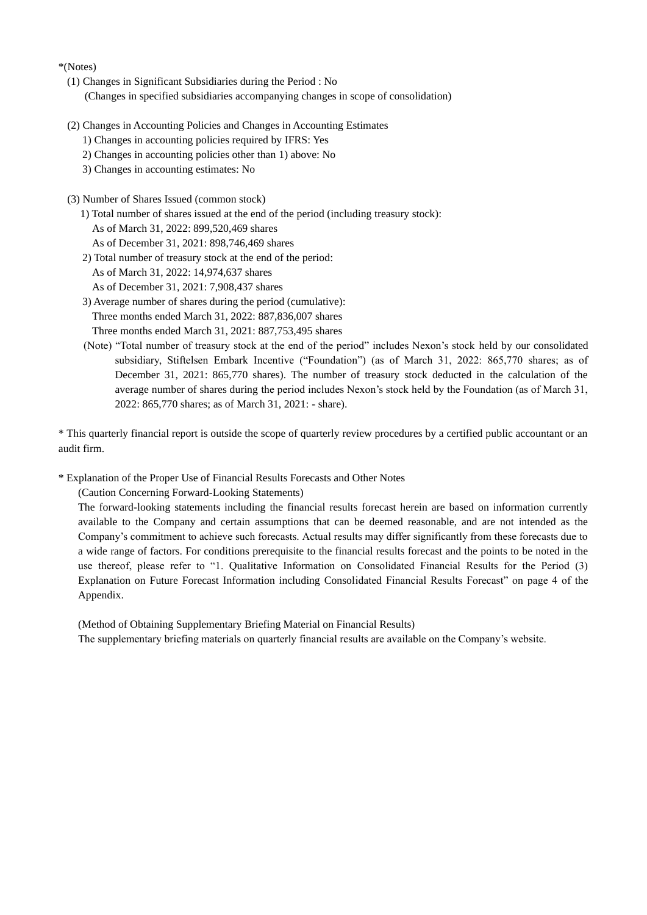*(Notes)

(1) Changes in Significant Subsidiaries during the Period : No
 (Changes in specified subsidiaries accompanying changes in scope of consolidation)

(2) Changes in Accounting Policies and Changes in Accounting Estimates
 1) Changes in accounting policies required by IFRS: Yes
 2) Changes in accounting policies other than 1) above: No
 3) Changes in accounting estimates: No

(3) Number of Shares Issued (common stock)
 1) Total number of shares issued at the end of the period (including treasury stock):
  As of March 31, 2022: 899,520,469 shares
  As of December 31, 2021: 898,746,469 shares
 2) Total number of treasury stock at the end of the period:
  As of March 31, 2022: 14,974,637 shares
  As of December 31, 2021: 7,908,437 shares
 3) Average number of shares during the period (cumulative):
  Three months ended March 31, 2022: 887,836,007 shares
  Three months ended March 31, 2021: 887,753,495 shares
 (Note) "Total number of treasury stock at the end of the period" includes Nexon's stock held by our consolidated subsidiary, Stiftelsen Embark Incentive ("Foundation") (as of March 31, 2022: 865,770 shares; as of December 31, 2021: 865,770 shares). The number of treasury stock deducted in the calculation of the average number of shares during the period includes Nexon's stock held by the Foundation (as of March 31, 2022: 865,770 shares; as of March 31, 2021: - share).

* This quarterly financial report is outside the scope of quarterly review procedures by a certified public accountant or an audit firm.

* Explanation of the Proper Use of Financial Results Forecasts and Other Notes
 (Caution Concerning Forward-Looking Statements)
 The forward-looking statements including the financial results forecast herein are based on information currently available to the Company and certain assumptions that can be deemed reasonable, and are not intended as the Company's commitment to achieve such forecasts. Actual results may differ significantly from these forecasts due to a wide range of factors. For conditions prerequisite to the financial results forecast and the points to be noted in the use thereof, please refer to "1. Qualitative Information on Consolidated Financial Results for the Period (3) Explanation on Future Forecast Information including Consolidated Financial Results Forecast" on page 4 of the Appendix.

 (Method of Obtaining Supplementary Briefing Material on Financial Results)
 The supplementary briefing materials on quarterly financial results are available on the Company's website.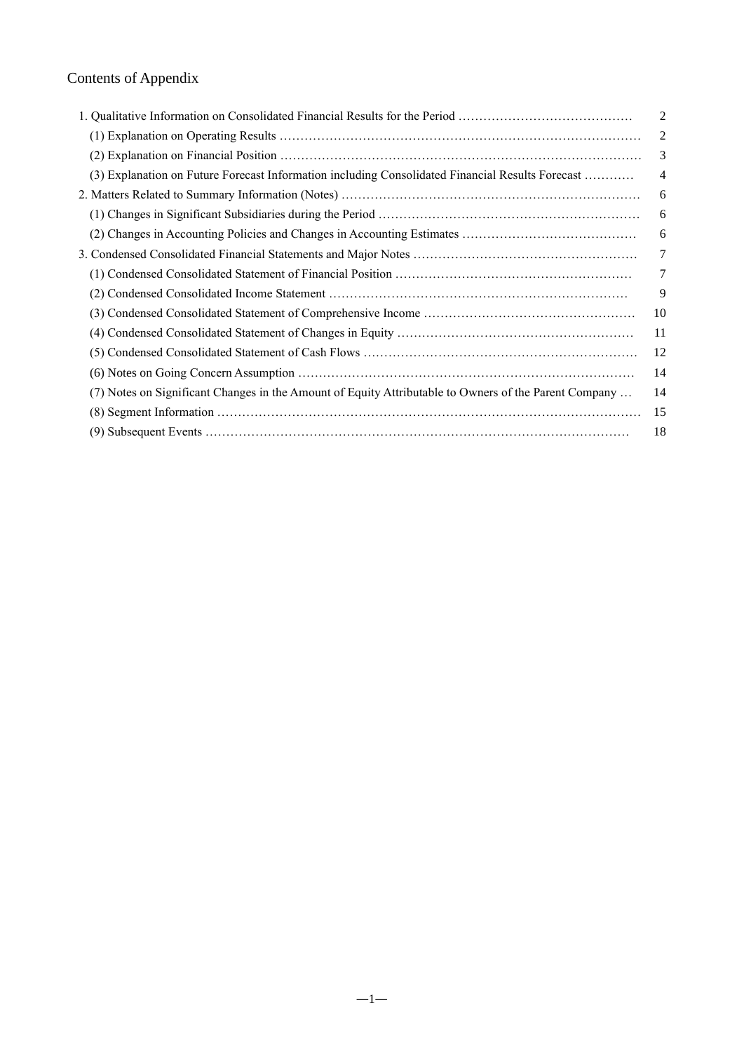# Contents of Appendix

| | |
|---|---|
| 1. Qualitative Information on Consolidated Financial Results for the Period | 2 |
| (1) Explanation on Operating Results | 2 |
| (2) Explanation on Financial Position | 3 |
| (3) Explanation on Future Forecast Information including Consolidated Financial Results Forecast | 4 |
| 2. Matters Related to Summary Information (Notes) | 6 |
| (1) Changes in Significant Subsidiaries during the Period | 6 |
| (2) Changes in Accounting Policies and Changes in Accounting Estimates | 6 |
| 3. Condensed Consolidated Financial Statements and Major Notes | 7 |
| (1) Condensed Consolidated Statement of Financial Position | 7 |
| (2) Condensed Consolidated Income Statement | 9 |
| (3) Condensed Consolidated Statement of Comprehensive Income | 10 |
| (4) Condensed Consolidated Statement of Changes in Equity | 11 |
| (5) Condensed Consolidated Statement of Cash Flows | 12 |
| (6) Notes on Going Concern Assumption | 14 |
| (7) Notes on Significant Changes in the Amount of Equity Attributable to Owners of the Parent Company | 14 |
| (8) Segment Information | 15 |
| (9) Subsequent Events | 18 |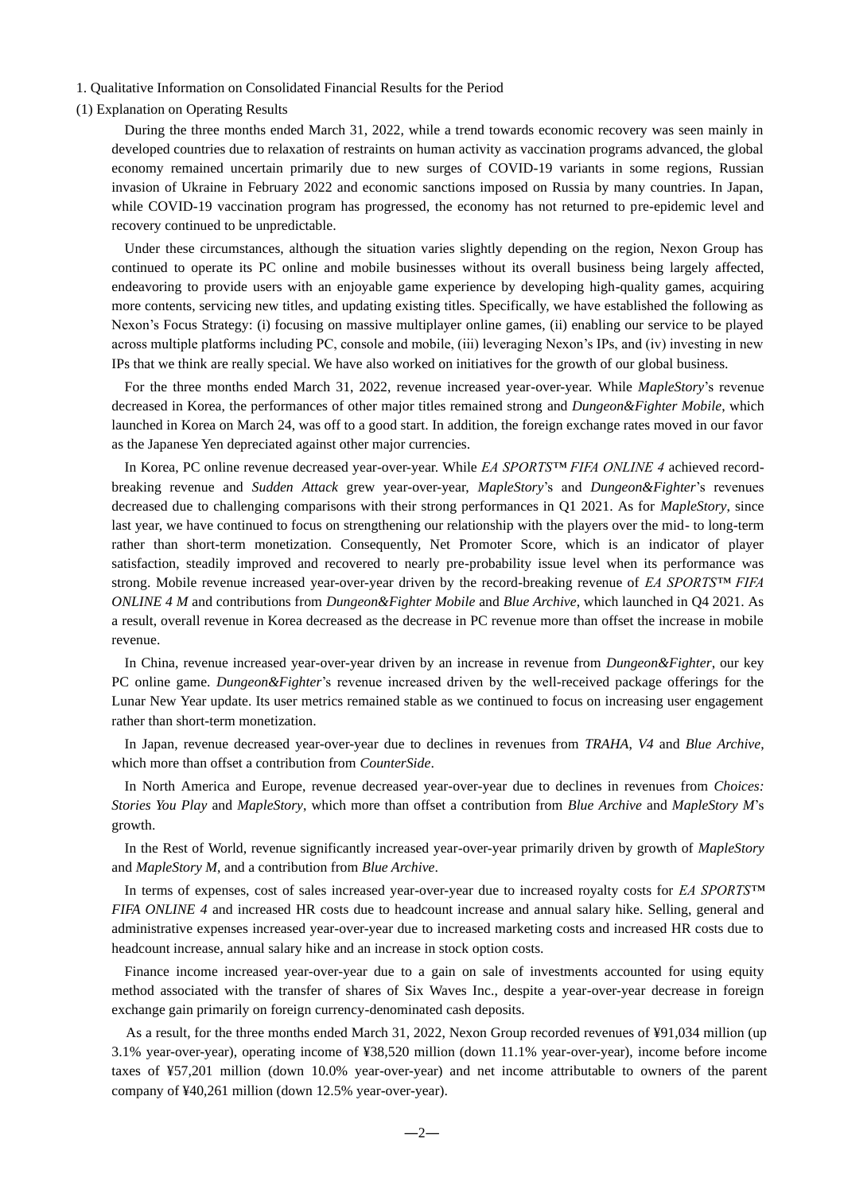1. Qualitative Information on Consolidated Financial Results for the Period

(1) Explanation on Operating Results

During the three months ended March 31, 2022, while a trend towards economic recovery was seen mainly in developed countries due to relaxation of restraints on human activity as vaccination programs advanced, the global economy remained uncertain primarily due to new surges of COVID-19 variants in some regions, Russian invasion of Ukraine in February 2022 and economic sanctions imposed on Russia by many countries. In Japan, while COVID-19 vaccination program has progressed, the economy has not returned to pre-epidemic level and recovery continued to be unpredictable.

Under these circumstances, although the situation varies slightly depending on the region, Nexon Group has continued to operate its PC online and mobile businesses without its overall business being largely affected, endeavoring to provide users with an enjoyable game experience by developing high-quality games, acquiring more contents, servicing new titles, and updating existing titles. Specifically, we have established the following as Nexon's Focus Strategy: (i) focusing on massive multiplayer online games, (ii) enabling our service to be played across multiple platforms including PC, console and mobile, (iii) leveraging Nexon's IPs, and (iv) investing in new IPs that we think are really special. We have also worked on initiatives for the growth of our global business.

For the three months ended March 31, 2022, revenue increased year-over-year. While *MapleStory*'s revenue decreased in Korea, the performances of other major titles remained strong and *Dungeon&Fighter Mobile*, which launched in Korea on March 24, was off to a good start. In addition, the foreign exchange rates moved in our favor as the Japanese Yen depreciated against other major currencies.

In Korea, PC online revenue decreased year-over-year. While *EA SPORTS™ FIFA ONLINE 4* achieved record-breaking revenue and *Sudden Attack* grew year-over-year, *MapleStory*'s and *Dungeon&Fighter*'s revenues decreased due to challenging comparisons with their strong performances in Q1 2021. As for *MapleStory*, since last year, we have continued to focus on strengthening our relationship with the players over the mid- to long-term rather than short-term monetization. Consequently, Net Promoter Score, which is an indicator of player satisfaction, steadily improved and recovered to nearly pre-probability issue level when its performance was strong. Mobile revenue increased year-over-year driven by the record-breaking revenue of *EA SPORTS™ FIFA ONLINE 4 M* and contributions from *Dungeon&Fighter Mobile* and *Blue Archive*, which launched in Q4 2021. As a result, overall revenue in Korea decreased as the decrease in PC revenue more than offset the increase in mobile revenue.

In China, revenue increased year-over-year driven by an increase in revenue from *Dungeon&Fighter*, our key PC online game. *Dungeon&Fighter*'s revenue increased driven by the well-received package offerings for the Lunar New Year update. Its user metrics remained stable as we continued to focus on increasing user engagement rather than short-term monetization.

In Japan, revenue decreased year-over-year due to declines in revenues from *TRAHA*, *V4* and *Blue Archive*, which more than offset a contribution from *CounterSide*.

In North America and Europe, revenue decreased year-over-year due to declines in revenues from *Choices: Stories You Play* and *MapleStory*, which more than offset a contribution from *Blue Archive* and *MapleStory M*'s growth.

In the Rest of World, revenue significantly increased year-over-year primarily driven by growth of *MapleStory* and *MapleStory M*, and a contribution from *Blue Archive*.

In terms of expenses, cost of sales increased year-over-year due to increased royalty costs for *EA SPORTS™ FIFA ONLINE 4* and increased HR costs due to headcount increase and annual salary hike. Selling, general and administrative expenses increased year-over-year due to increased marketing costs and increased HR costs due to headcount increase, annual salary hike and an increase in stock option costs.

Finance income increased year-over-year due to a gain on sale of investments accounted for using equity method associated with the transfer of shares of Six Waves Inc., despite a year-over-year decrease in foreign exchange gain primarily on foreign currency-denominated cash deposits.

As a result, for the three months ended March 31, 2022, Nexon Group recorded revenues of ¥91,034 million (up 3.1% year-over-year), operating income of ¥38,520 million (down 11.1% year-over-year), income before income taxes of ¥57,201 million (down 10.0% year-over-year) and net income attributable to owners of the parent company of ¥40,261 million (down 12.5% year-over-year).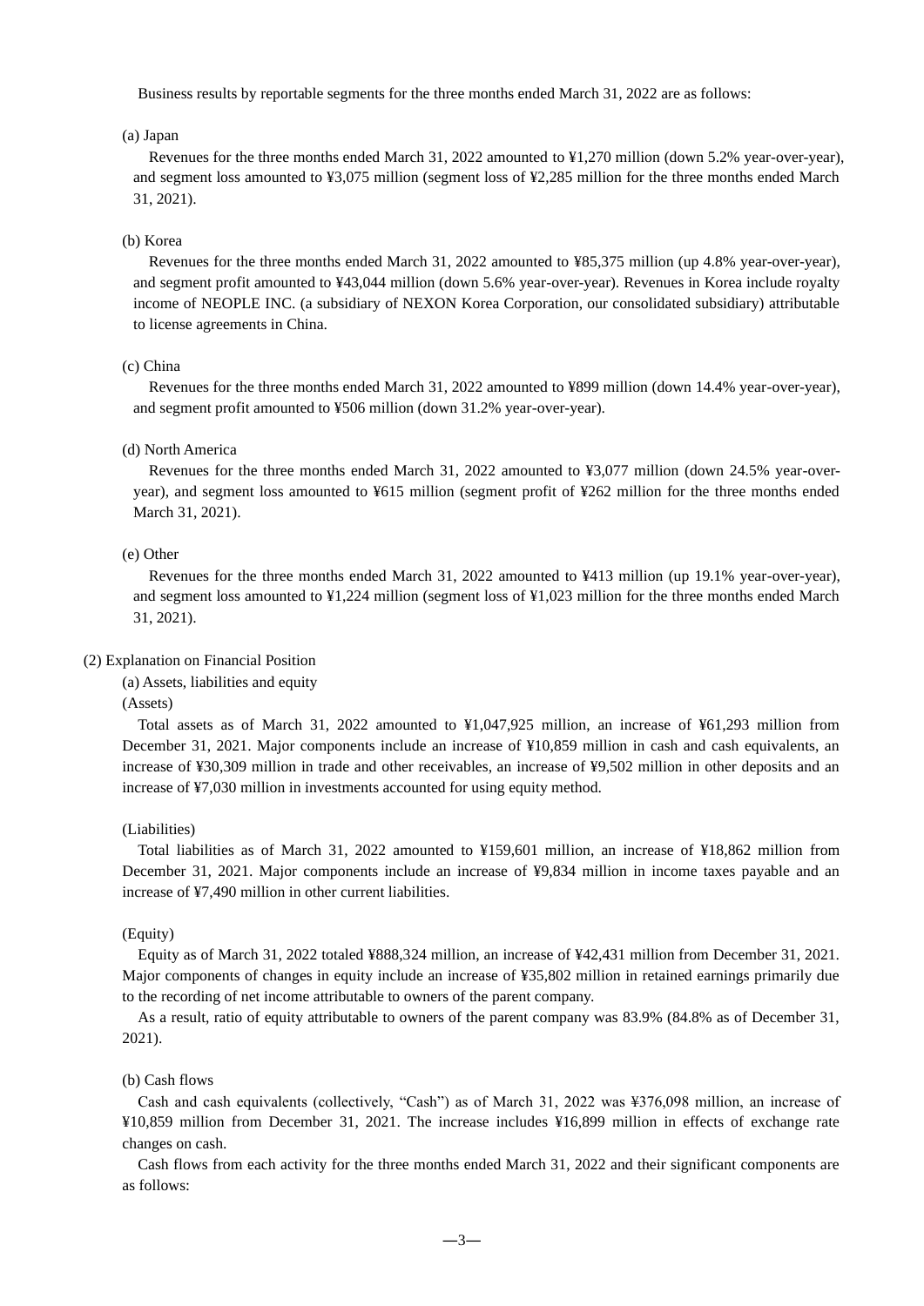Business results by reportable segments for the three months ended March 31, 2022 are as follows:

(a) Japan

Revenues for the three months ended March 31, 2022 amounted to ¥1,270 million (down 5.2% year-over-year), and segment loss amounted to ¥3,075 million (segment loss of ¥2,285 million for the three months ended March 31, 2021).

(b) Korea

Revenues for the three months ended March 31, 2022 amounted to ¥85,375 million (up 4.8% year-over-year), and segment profit amounted to ¥43,044 million (down 5.6% year-over-year). Revenues in Korea include royalty income of NEOPLE INC. (a subsidiary of NEXON Korea Corporation, our consolidated subsidiary) attributable to license agreements in China.

(c) China

Revenues for the three months ended March 31, 2022 amounted to ¥899 million (down 14.4% year-over-year), and segment profit amounted to ¥506 million (down 31.2% year-over-year).

(d) North America

Revenues for the three months ended March 31, 2022 amounted to ¥3,077 million (down 24.5% year-over-year), and segment loss amounted to ¥615 million (segment profit of ¥262 million for the three months ended March 31, 2021).

(e) Other

Revenues for the three months ended March 31, 2022 amounted to ¥413 million (up 19.1% year-over-year), and segment loss amounted to ¥1,224 million (segment loss of ¥1,023 million for the three months ended March 31, 2021).

## (2) Explanation on Financial Position

(a) Assets, liabilities and equity

(Assets)

Total assets as of March 31, 2022 amounted to ¥1,047,925 million, an increase of ¥61,293 million from December 31, 2021. Major components include an increase of ¥10,859 million in cash and cash equivalents, an increase of ¥30,309 million in trade and other receivables, an increase of ¥9,502 million in other deposits and an increase of ¥7,030 million in investments accounted for using equity method.

(Liabilities)

Total liabilities as of March 31, 2022 amounted to ¥159,601 million, an increase of ¥18,862 million from December 31, 2021. Major components include an increase of ¥9,834 million in income taxes payable and an increase of ¥7,490 million in other current liabilities.

(Equity)

Equity as of March 31, 2022 totaled ¥888,324 million, an increase of ¥42,431 million from December 31, 2021. Major components of changes in equity include an increase of ¥35,802 million in retained earnings primarily due to the recording of net income attributable to owners of the parent company.

As a result, ratio of equity attributable to owners of the parent company was 83.9% (84.8% as of December 31, 2021).

(b) Cash flows

Cash and cash equivalents (collectively, "Cash") as of March 31, 2022 was ¥376,098 million, an increase of ¥10,859 million from December 31, 2021. The increase includes ¥16,899 million in effects of exchange rate changes on cash.

Cash flows from each activity for the three months ended March 31, 2022 and their significant components are as follows: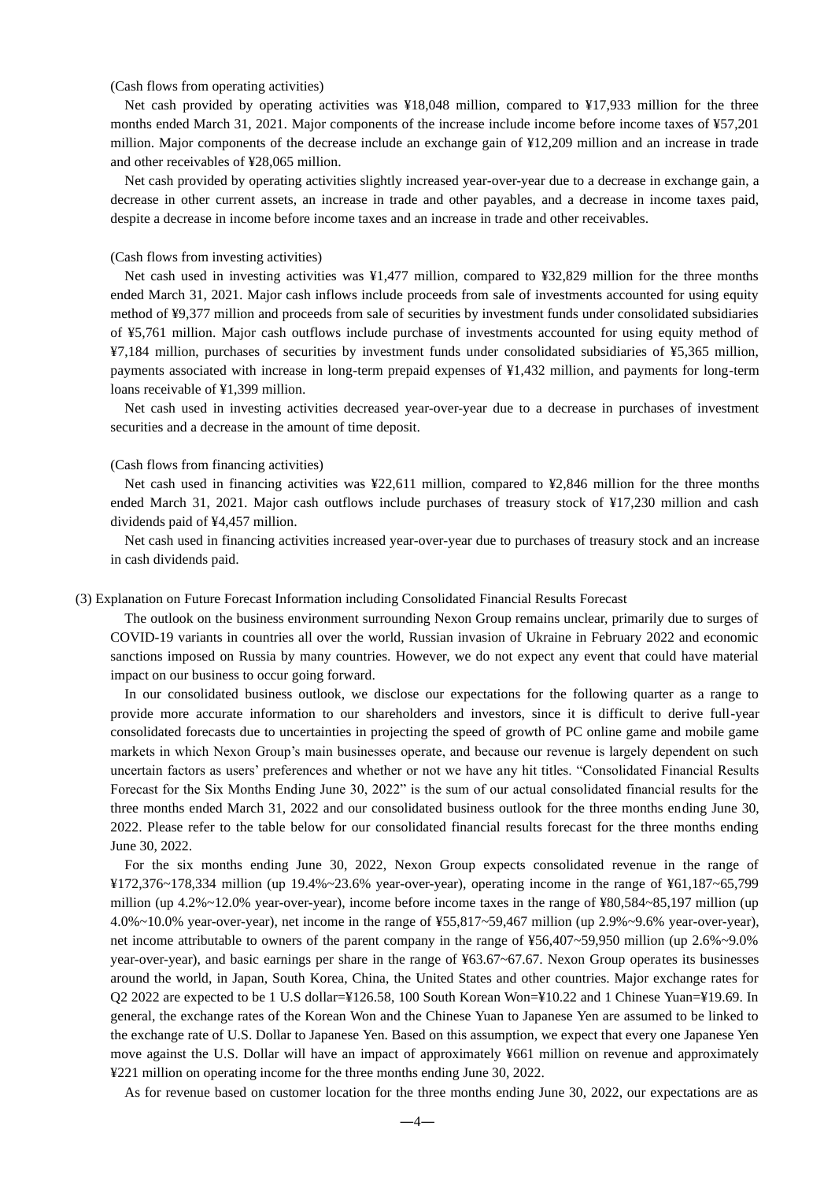(Cash flows from operating activities)

Net cash provided by operating activities was ¥18,048 million, compared to ¥17,933 million for the three months ended March 31, 2021. Major components of the increase include income before income taxes of ¥57,201 million. Major components of the decrease include an exchange gain of ¥12,209 million and an increase in trade and other receivables of ¥28,065 million.

Net cash provided by operating activities slightly increased year-over-year due to a decrease in exchange gain, a decrease in other current assets, an increase in trade and other payables, and a decrease in income taxes paid, despite a decrease in income before income taxes and an increase in trade and other receivables.

(Cash flows from investing activities)

Net cash used in investing activities was ¥1,477 million, compared to ¥32,829 million for the three months ended March 31, 2021. Major cash inflows include proceeds from sale of investments accounted for using equity method of ¥9,377 million and proceeds from sale of securities by investment funds under consolidated subsidiaries of ¥5,761 million. Major cash outflows include purchase of investments accounted for using equity method of ¥7,184 million, purchases of securities by investment funds under consolidated subsidiaries of ¥5,365 million, payments associated with increase in long-term prepaid expenses of ¥1,432 million, and payments for long-term loans receivable of ¥1,399 million.

Net cash used in investing activities decreased year-over-year due to a decrease in purchases of investment securities and a decrease in the amount of time deposit.

(Cash flows from financing activities)

Net cash used in financing activities was ¥22,611 million, compared to ¥2,846 million for the three months ended March 31, 2021. Major cash outflows include purchases of treasury stock of ¥17,230 million and cash dividends paid of ¥4,457 million.

Net cash used in financing activities increased year-over-year due to purchases of treasury stock and an increase in cash dividends paid.

(3) Explanation on Future Forecast Information including Consolidated Financial Results Forecast

The outlook on the business environment surrounding Nexon Group remains unclear, primarily due to surges of COVID-19 variants in countries all over the world, Russian invasion of Ukraine in February 2022 and economic sanctions imposed on Russia by many countries. However, we do not expect any event that could have material impact on our business to occur going forward.

In our consolidated business outlook, we disclose our expectations for the following quarter as a range to provide more accurate information to our shareholders and investors, since it is difficult to derive full-year consolidated forecasts due to uncertainties in projecting the speed of growth of PC online game and mobile game markets in which Nexon Group's main businesses operate, and because our revenue is largely dependent on such uncertain factors as users' preferences and whether or not we have any hit titles. "Consolidated Financial Results Forecast for the Six Months Ending June 30, 2022" is the sum of our actual consolidated financial results for the three months ended March 31, 2022 and our consolidated business outlook for the three months ending June 30, 2022. Please refer to the table below for our consolidated financial results forecast for the three months ending June 30, 2022.

For the six months ending June 30, 2022, Nexon Group expects consolidated revenue in the range of ¥172,376~178,334 million (up 19.4%~23.6% year-over-year), operating income in the range of ¥61,187~65,799 million (up 4.2%~12.0% year-over-year), income before income taxes in the range of ¥80,584~85,197 million (up 4.0%~10.0% year-over-year), net income in the range of ¥55,817~59,467 million (up 2.9%~9.6% year-over-year), net income attributable to owners of the parent company in the range of ¥56,407~59,950 million (up 2.6%~9.0% year-over-year), and basic earnings per share in the range of ¥63.67~67.67. Nexon Group operates its businesses around the world, in Japan, South Korea, China, the United States and other countries. Major exchange rates for Q2 2022 are expected to be 1 U.S dollar=¥126.58, 100 South Korean Won=¥10.22 and 1 Chinese Yuan=¥19.69. In general, the exchange rates of the Korean Won and the Chinese Yuan to Japanese Yen are assumed to be linked to the exchange rate of U.S. Dollar to Japanese Yen. Based on this assumption, we expect that every one Japanese Yen move against the U.S. Dollar will have an impact of approximately ¥661 million on revenue and approximately ¥221 million on operating income for the three months ending June 30, 2022.

As for revenue based on customer location for the three months ending June 30, 2022, our expectations are as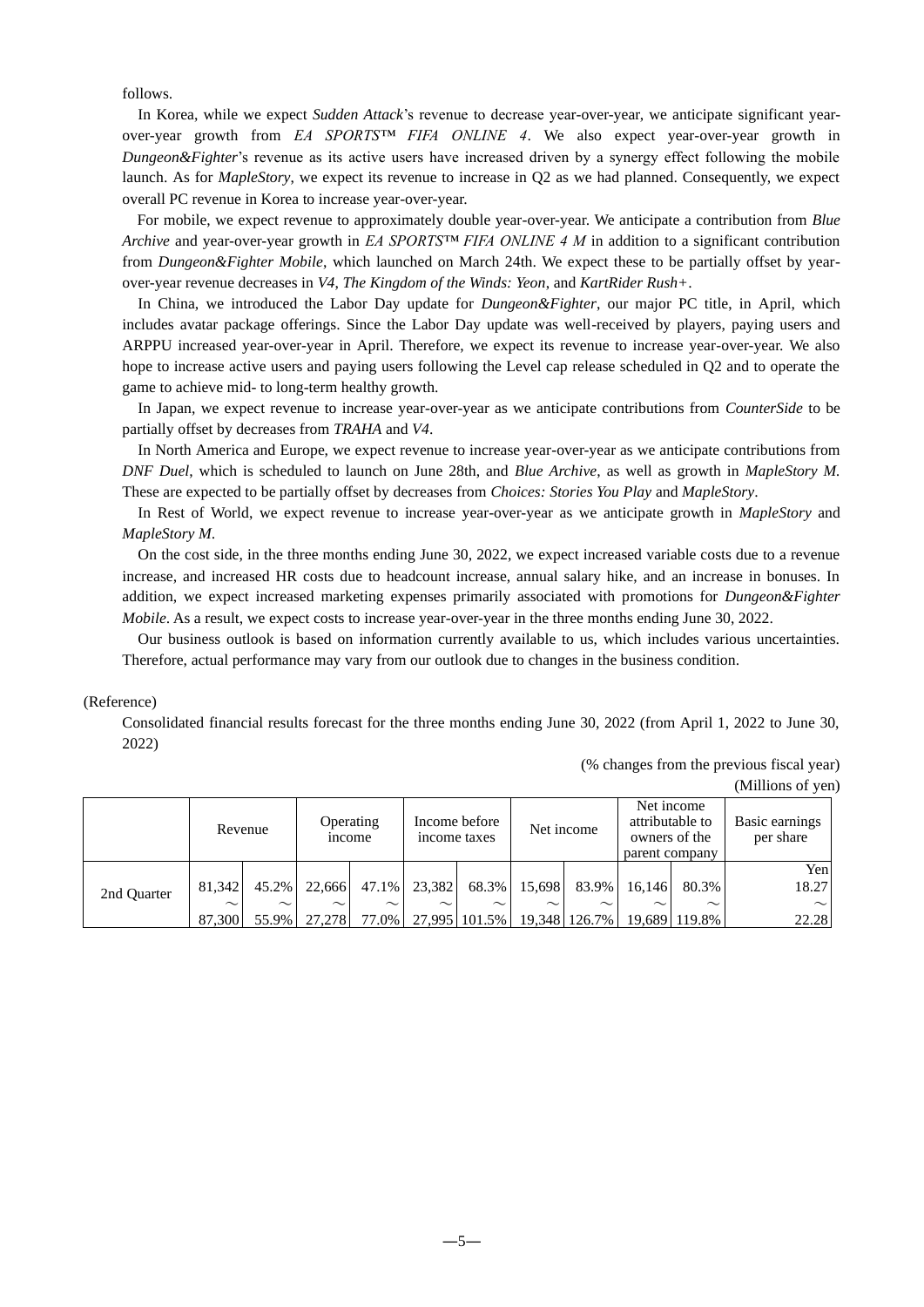follows.

In Korea, while we expect *Sudden Attack*'s revenue to decrease year-over-year, we anticipate significant year-over-year growth from *EA SPORTS™ FIFA ONLINE 4*. We also expect year-over-year growth in *Dungeon&Fighter*'s revenue as its active users have increased driven by a synergy effect following the mobile launch. As for *MapleStory*, we expect its revenue to increase in Q2 as we had planned. Consequently, we expect overall PC revenue in Korea to increase year-over-year.

For mobile, we expect revenue to approximately double year-over-year. We anticipate a contribution from *Blue Archive* and year-over-year growth in *EA SPORTS™ FIFA ONLINE 4 M* in addition to a significant contribution from *Dungeon&Fighter Mobile*, which launched on March 24th. We expect these to be partially offset by year-over-year revenue decreases in *V4*, *The Kingdom of the Winds: Yeon*, and *KartRider Rush+*.

In China, we introduced the Labor Day update for *Dungeon&Fighter*, our major PC title, in April, which includes avatar package offerings. Since the Labor Day update was well-received by players, paying users and ARPPU increased year-over-year in April. Therefore, we expect its revenue to increase year-over-year. We also hope to increase active users and paying users following the Level cap release scheduled in Q2 and to operate the game to achieve mid- to long-term healthy growth.

In Japan, we expect revenue to increase year-over-year as we anticipate contributions from *CounterSide* to be partially offset by decreases from *TRAHA* and *V4*.

In North America and Europe, we expect revenue to increase year-over-year as we anticipate contributions from *DNF Duel*, which is scheduled to launch on June 28th, and *Blue Archive*, as well as growth in *MapleStory M*. These are expected to be partially offset by decreases from *Choices: Stories You Play* and *MapleStory*.

In Rest of World, we expect revenue to increase year-over-year as we anticipate growth in *MapleStory* and *MapleStory M*.

On the cost side, in the three months ending June 30, 2022, we expect increased variable costs due to a revenue increase, and increased HR costs due to headcount increase, annual salary hike, and an increase in bonuses. In addition, we expect increased marketing expenses primarily associated with promotions for *Dungeon&Fighter Mobile*. As a result, we expect costs to increase year-over-year in the three months ending June 30, 2022.

Our business outlook is based on information currently available to us, which includes various uncertainties. Therefore, actual performance may vary from our outlook due to changes in the business condition.

(Reference)

Consolidated financial results forecast for the three months ending June 30, 2022 (from April 1, 2022 to June 30, 2022)

(% changes from the previous fiscal year)
(Millions of yen)

| | Revenue | | Operating income | | Income before income taxes | | Net income | | Net income attributable to owners of the parent company | | Basic earnings per share |
|---|---|---|---|---|---|---|---|---|---|---|---|
| | | | | | | | | | | | Yen |
| 2nd Quarter | 81,342 ~ 87,300 | 45.2% ~ 55.9% | 22,666 ~ 27,278 | 47.1% ~ 77.0% | 23,382 ~ 27,995 | 68.3% ~ 101.5% | 15,698 ~ 19,348 | 83.9% ~ 126.7% | 16,146 ~ 19,689 | 80.3% ~ 119.8% | 18.27 ~ 22.28 |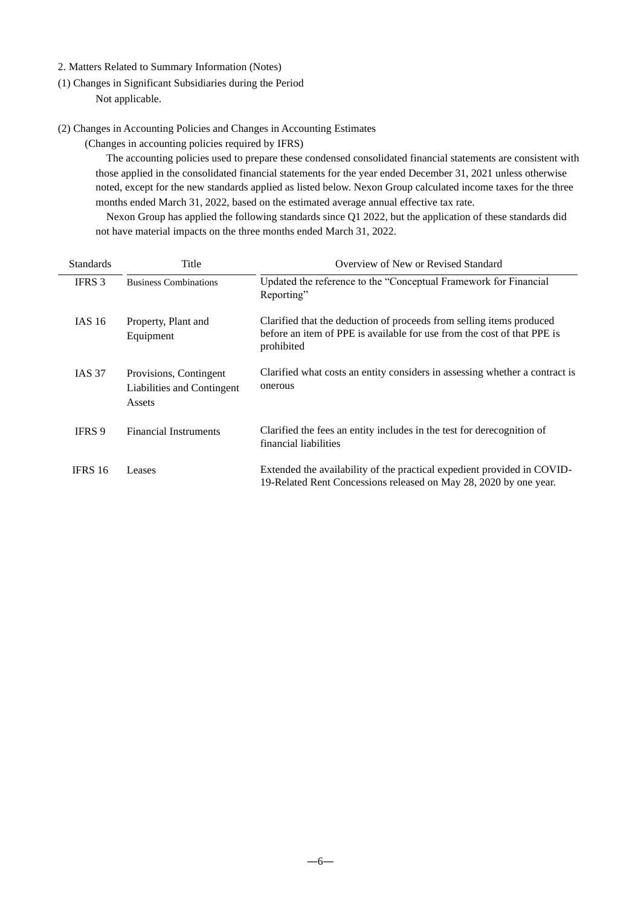2. Matters Related to Summary Information (Notes)

(1) Changes in Significant Subsidiaries during the Period

Not applicable.

(2) Changes in Accounting Policies and Changes in Accounting Estimates

(Changes in accounting policies required by IFRS)

The accounting policies used to prepare these condensed consolidated financial statements are consistent with those applied in the consolidated financial statements for the year ended December 31, 2021 unless otherwise noted, except for the new standards applied as listed below. Nexon Group calculated income taxes for the three months ended March 31, 2022, based on the estimated average annual effective tax rate.

Nexon Group has applied the following standards since Q1 2022, but the application of these standards did not have material impacts on the three months ended March 31, 2022.

| Standards | Title | Overview of New or Revised Standard |
|---|---|---|
| IFRS 3 | Business Combinations | Updated the reference to the "Conceptual Framework for Financial Reporting" |
| IAS 16 | Property, Plant and Equipment | Clarified that the deduction of proceeds from selling items produced before an item of PPE is available for use from the cost of that PPE is prohibited |
| IAS 37 | Provisions, Contingent Liabilities and Contingent Assets | Clarified what costs an entity considers in assessing whether a contract is onerous |
| IFRS 9 | Financial Instruments | Clarified the fees an entity includes in the test for derecognition of financial liabilities |
| IFRS 16 | Leases | Extended the availability of the practical expedient provided in COVID-19-Related Rent Concessions released on May 28, 2020 by one year. |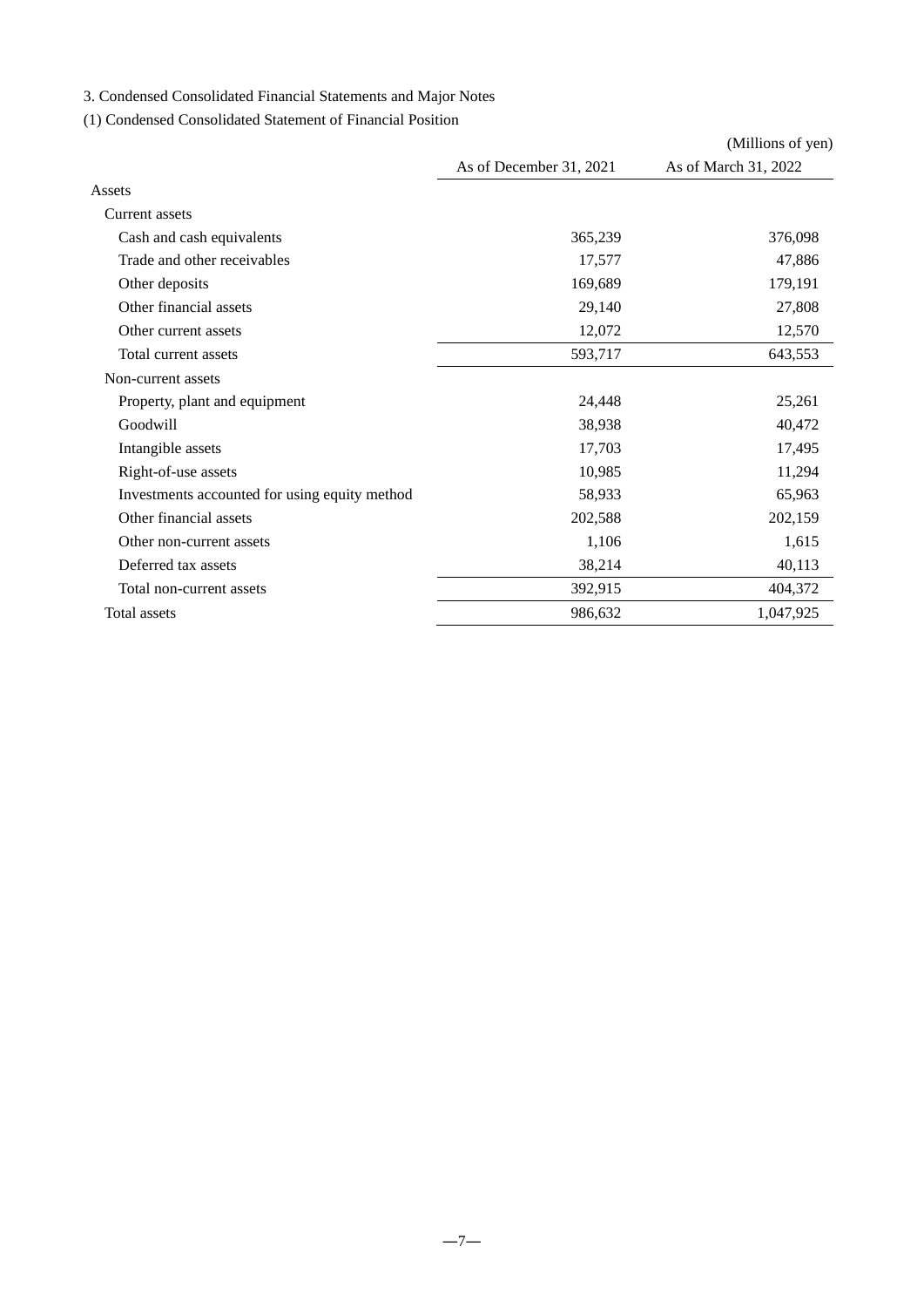3. Condensed Consolidated Financial Statements and Major Notes

(1) Condensed Consolidated Statement of Financial Position

(Millions of yen)

| | As of December 31, 2021 | As of March 31, 2022 |
|---|---|---|
| Assets | | |
| Current assets | | |
| Cash and cash equivalents | 365,239 | 376,098 |
| Trade and other receivables | 17,577 | 47,886 |
| Other deposits | 169,689 | 179,191 |
| Other financial assets | 29,140 | 27,808 |
| Other current assets | 12,072 | 12,570 |
| Total current assets | 593,717 | 643,553 |
| Non-current assets | | |
| Property, plant and equipment | 24,448 | 25,261 |
| Goodwill | 38,938 | 40,472 |
| Intangible assets | 17,703 | 17,495 |
| Right-of-use assets | 10,985 | 11,294 |
| Investments accounted for using equity method | 58,933 | 65,963 |
| Other financial assets | 202,588 | 202,159 |
| Other non-current assets | 1,106 | 1,615 |
| Deferred tax assets | 38,214 | 40,113 |
| Total non-current assets | 392,915 | 404,372 |
| Total assets | 986,632 | 1,047,925 |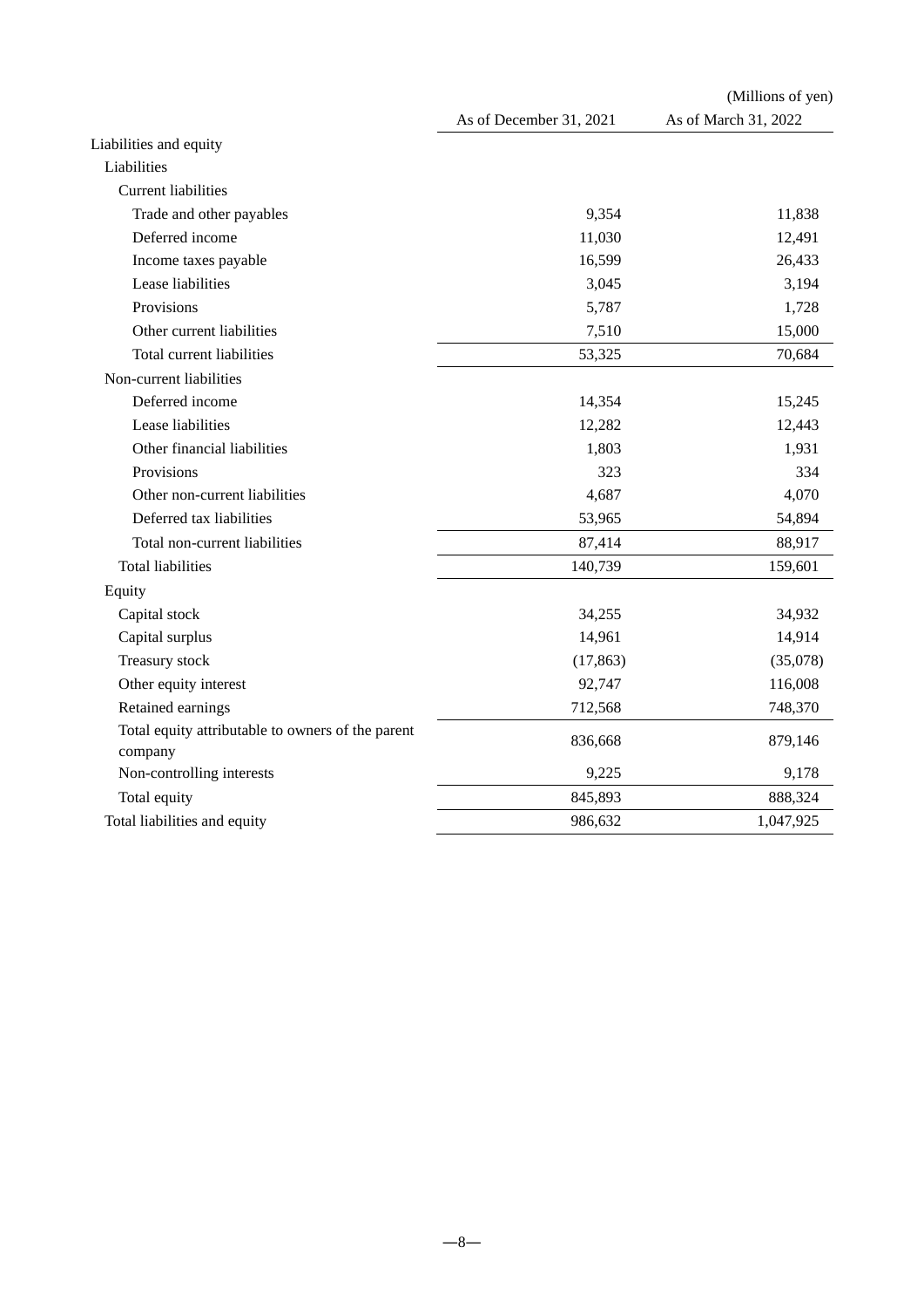(Millions of yen)

| | As of December 31, 2021 | As of March 31, 2022 |
|---|---|---|
| Liabilities and equity | | |
| Liabilities | | |
| Current liabilities | | |
| Trade and other payables | 9,354 | 11,838 |
| Deferred income | 11,030 | 12,491 |
| Income taxes payable | 16,599 | 26,433 |
| Lease liabilities | 3,045 | 3,194 |
| Provisions | 5,787 | 1,728 |
| Other current liabilities | 7,510 | 15,000 |
| Total current liabilities | 53,325 | 70,684 |
| Non-current liabilities | | |
| Deferred income | 14,354 | 15,245 |
| Lease liabilities | 12,282 | 12,443 |
| Other financial liabilities | 1,803 | 1,931 |
| Provisions | 323 | 334 |
| Other non-current liabilities | 4,687 | 4,070 |
| Deferred tax liabilities | 53,965 | 54,894 |
| Total non-current liabilities | 87,414 | 88,917 |
| Total liabilities | 140,739 | 159,601 |
| Equity | | |
| Capital stock | 34,255 | 34,932 |
| Capital surplus | 14,961 | 14,914 |
| Treasury stock | (17,863) | (35,078) |
| Other equity interest | 92,747 | 116,008 |
| Retained earnings | 712,568 | 748,370 |
| Total equity attributable to owners of the parent company | 836,668 | 879,146 |
| Non-controlling interests | 9,225 | 9,178 |
| Total equity | 845,893 | 888,324 |
| Total liabilities and equity | 986,632 | 1,047,925 |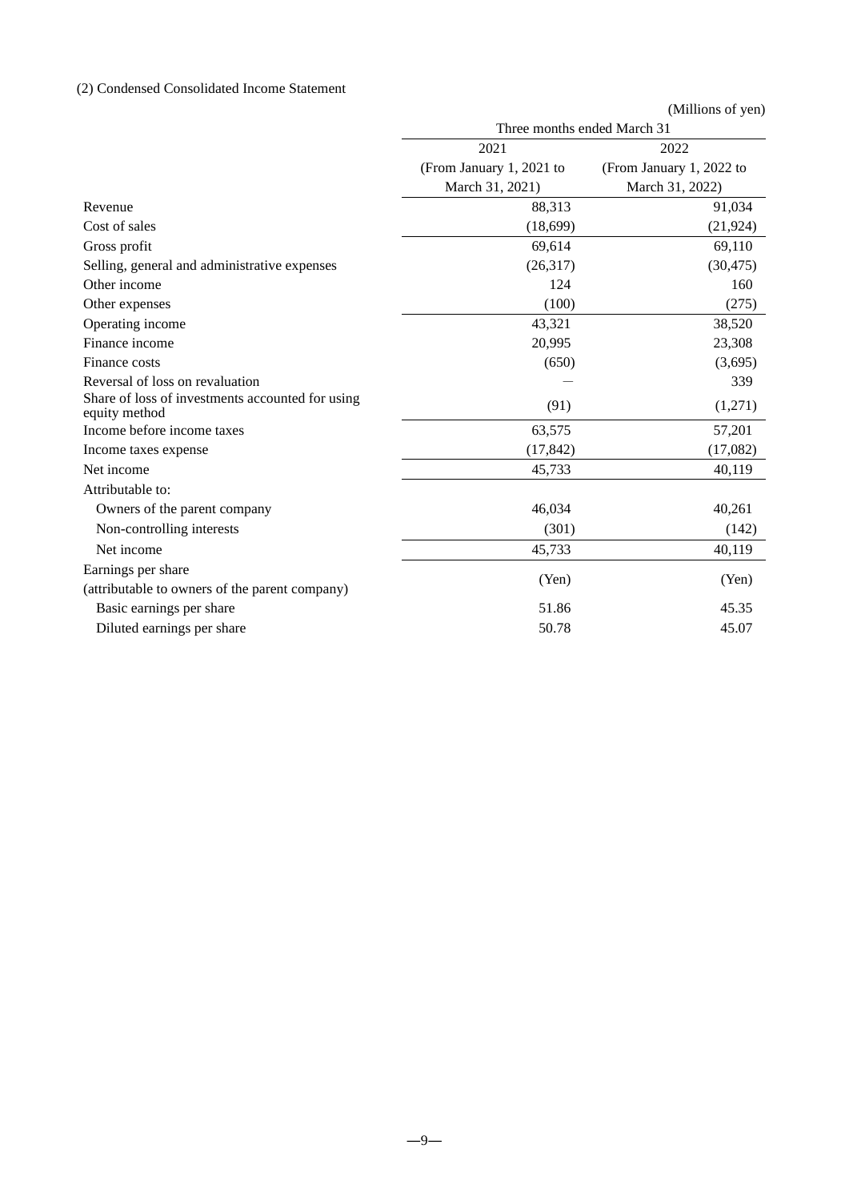(2) Condensed Consolidated Income Statement

(Millions of yen)

| | Three months ended March 31 | |
|---|---|---|
| | 2021 (From January 1, 2021 to March 31, 2021) | 2022 (From January 1, 2022 to March 31, 2022) |
| Revenue | 88,313 | 91,034 |
| Cost of sales | (18,699) | (21,924) |
| Gross profit | 69,614 | 69,110 |
| Selling, general and administrative expenses | (26,317) | (30,475) |
| Other income | 124 | 160 |
| Other expenses | (100) | (275) |
| Operating income | 43,321 | 38,520 |
| Finance income | 20,995 | 23,308 |
| Finance costs | (650) | (3,695) |
| Reversal of loss on revaluation | ― | 339 |
| Share of loss of investments accounted for using equity method | (91) | (1,271) |
| Income before income taxes | 63,575 | 57,201 |
| Income taxes expense | (17,842) | (17,082) |
| Net income | 45,733 | 40,119 |
| Attributable to: | | |
| Owners of the parent company | 46,034 | 40,261 |
| Non-controlling interests | (301) | (142) |
| Net income | 45,733 | 40,119 |
| Earnings per share (attributable to owners of the parent company) | (Yen) | (Yen) |
| Basic earnings per share | 51.86 | 45.35 |
| Diluted earnings per share | 50.78 | 45.07 |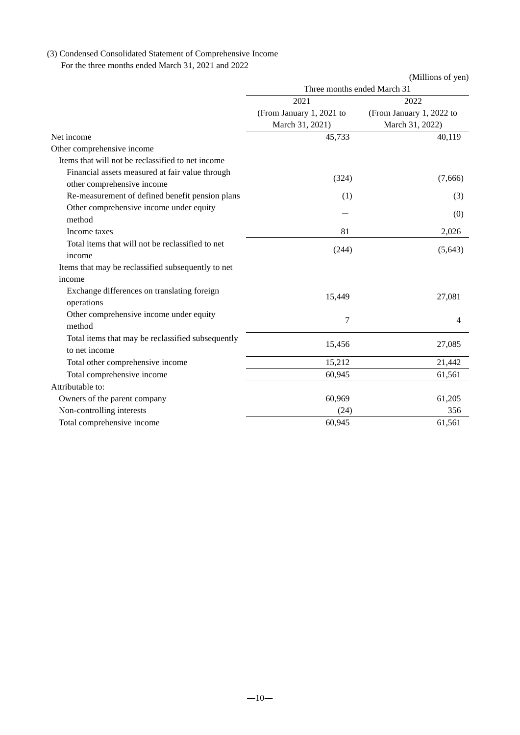(3) Condensed Consolidated Statement of Comprehensive Income

For the three months ended March 31, 2021 and 2022

(Millions of yen)

| | Three months ended March 31 | |
|---|---|---|
| | 2021<br>(From January 1, 2021 to March 31, 2021) | 2022<br>(From January 1, 2022 to March 31, 2022) |
| Net income | 45,733 | 40,119 |
| Other comprehensive income | | |
| Items that will not be reclassified to net income | | |
| Financial assets measured at fair value through other comprehensive income | (324) | (7,666) |
| Re-measurement of defined benefit pension plans | (1) | (3) |
| Other comprehensive income under equity method | — | (0) |
| Income taxes | 81 | 2,026 |
| Total items that will not be reclassified to net income | (244) | (5,643) |
| Items that may be reclassified subsequently to net income | | |
| Exchange differences on translating foreign operations | 15,449 | 27,081 |
| Other comprehensive income under equity method | 7 | 4 |
| Total items that may be reclassified subsequently to net income | 15,456 | 27,085 |
| Total other comprehensive income | 15,212 | 21,442 |
| Total comprehensive income | 60,945 | 61,561 |
| Attributable to: | | |
| Owners of the parent company | 60,969 | 61,205 |
| Non-controlling interests | (24) | 356 |
| Total comprehensive income | 60,945 | 61,561 |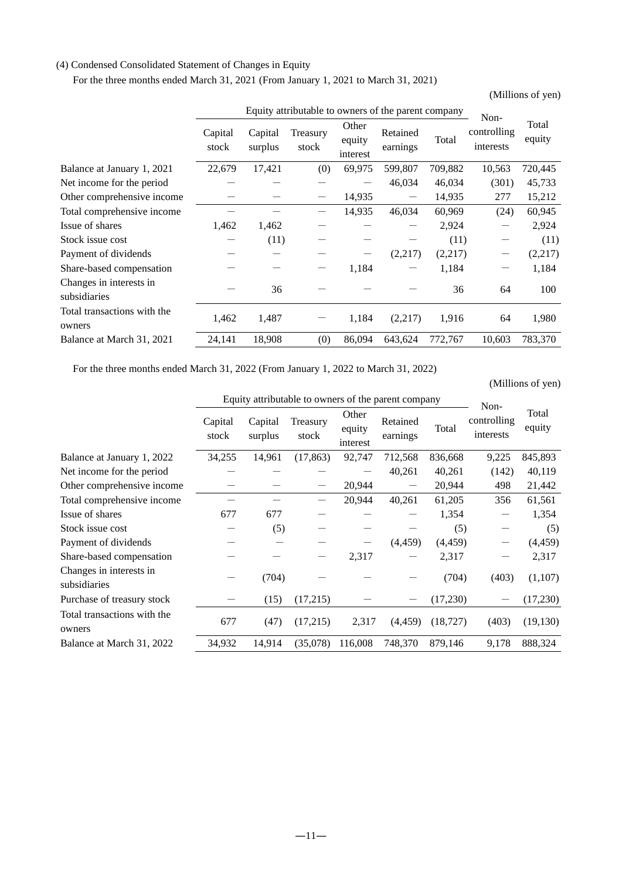(4) Condensed Consolidated Statement of Changes in Equity

For the three months ended March 31, 2021 (From January 1, 2021 to March 31, 2021)

(Millions of yen)

| | Equity attributable to owners of the parent company | | | | | | Non-controlling interests | Total equity |
|---|---|---|---|---|---|---|---|---|
| | Capital stock | Capital surplus | Treasury stock | Other equity interest | Retained earnings | Total | | |
| Balance at January 1, 2021 | 22,679 | 17,421 | (0) | 69,975 | 599,807 | 709,882 | 10,563 | 720,445 |
| Net income for the period | — | — | — | — | 46,034 | 46,034 | (301) | 45,733 |
| Other comprehensive income | — | — | — | 14,935 | — | 14,935 | 277 | 15,212 |
| Total comprehensive income | — | — | — | 14,935 | 46,034 | 60,969 | (24) | 60,945 |
| Issue of shares | 1,462 | 1,462 | — | — | — | 2,924 | — | 2,924 |
| Stock issue cost | — | (11) | — | — | — | (11) | — | (11) |
| Payment of dividends | — | — | — | — | (2,217) | (2,217) | — | (2,217) |
| Share-based compensation | — | — | — | 1,184 | — | 1,184 | — | 1,184 |
| Changes in interests in subsidiaries | — | 36 | — | — | — | 36 | 64 | 100 |
| Total transactions with the owners | 1,462 | 1,487 | — | 1,184 | (2,217) | 1,916 | 64 | 1,980 |
| Balance at March 31, 2021 | 24,141 | 18,908 | (0) | 86,094 | 643,624 | 772,767 | 10,603 | 783,370 |

For the three months ended March 31, 2022 (From January 1, 2022 to March 31, 2022)

(Millions of yen)

| | Equity attributable to owners of the parent company | | | | | | Non-controlling interests | Total equity |
|---|---|---|---|---|---|---|---|---|
| | Capital stock | Capital surplus | Treasury stock | Other equity interest | Retained earnings | Total | | |
| Balance at January 1, 2022 | 34,255 | 14,961 | (17,863) | 92,747 | 712,568 | 836,668 | 9,225 | 845,893 |
| Net income for the period | — | — | — | — | 40,261 | 40,261 | (142) | 40,119 |
| Other comprehensive income | — | — | — | 20,944 | — | 20,944 | 498 | 21,442 |
| Total comprehensive income | — | — | — | 20,944 | 40,261 | 61,205 | 356 | 61,561 |
| Issue of shares | 677 | 677 | — | — | — | 1,354 | — | 1,354 |
| Stock issue cost | — | (5) | — | — | — | (5) | — | (5) |
| Payment of dividends | — | — | — | — | (4,459) | (4,459) | — | (4,459) |
| Share-based compensation | — | — | — | 2,317 | — | 2,317 | — | 2,317 |
| Changes in interests in subsidiaries | — | (704) | — | — | — | (704) | (403) | (1,107) |
| Purchase of treasury stock | — | (15) | (17,215) | — | — | (17,230) | — | (17,230) |
| Total transactions with the owners | 677 | (47) | (17,215) | 2,317 | (4,459) | (18,727) | (403) | (19,130) |
| Balance at March 31, 2022 | 34,932 | 14,914 | (35,078) | 116,008 | 748,370 | 879,146 | 9,178 | 888,324 |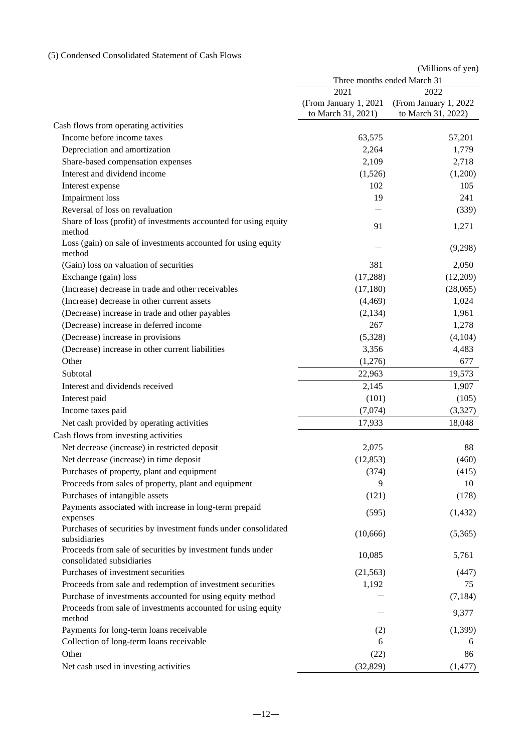(5) Condensed Consolidated Statement of Cash Flows

(Millions of yen)

| | Three months ended March 31 | |
|---|---|---|
| | 2021 (From January 1, 2021 to March 31, 2021) | 2022 (From January 1, 2022 to March 31, 2022) |
| Cash flows from operating activities | | |
| Income before income taxes | 63,575 | 57,201 |
| Depreciation and amortization | 2,264 | 1,779 |
| Share-based compensation expenses | 2,109 | 2,718 |
| Interest and dividend income | (1,526) | (1,200) |
| Interest expense | 102 | 105 |
| Impairment loss | 19 | 241 |
| Reversal of loss on revaluation | — | (339) |
| Share of loss (profit) of investments accounted for using equity method | 91 | 1,271 |
| Loss (gain) on sale of investments accounted for using equity method | — | (9,298) |
| (Gain) loss on valuation of securities | 381 | 2,050 |
| Exchange (gain) loss | (17,288) | (12,209) |
| (Increase) decrease in trade and other receivables | (17,180) | (28,065) |
| (Increase) decrease in other current assets | (4,469) | 1,024 |
| (Decrease) increase in trade and other payables | (2,134) | 1,961 |
| (Decrease) increase in deferred income | 267 | 1,278 |
| (Decrease) increase in provisions | (5,328) | (4,104) |
| (Decrease) increase in other current liabilities | 3,356 | 4,483 |
| Other | (1,276) | 677 |
| Subtotal | 22,963 | 19,573 |
| Interest and dividends received | 2,145 | 1,907 |
| Interest paid | (101) | (105) |
| Income taxes paid | (7,074) | (3,327) |
| Net cash provided by operating activities | 17,933 | 18,048 |
| Cash flows from investing activities | | |
| Net decrease (increase) in restricted deposit | 2,075 | 88 |
| Net decrease (increase) in time deposit | (12,853) | (460) |
| Purchases of property, plant and equipment | (374) | (415) |
| Proceeds from sales of property, plant and equipment | 9 | 10 |
| Purchases of intangible assets | (121) | (178) |
| Payments associated with increase in long-term prepaid expenses | (595) | (1,432) |
| Purchases of securities by investment funds under consolidated subsidiaries | (10,666) | (5,365) |
| Proceeds from sale of securities by investment funds under consolidated subsidiaries | 10,085 | 5,761 |
| Purchases of investment securities | (21,563) | (447) |
| Proceeds from sale and redemption of investment securities | 1,192 | 75 |
| Purchase of investments accounted for using equity method | — | (7,184) |
| Proceeds from sale of investments accounted for using equity method | — | 9,377 |
| Payments for long-term loans receivable | (2) | (1,399) |
| Collection of long-term loans receivable | 6 | 6 |
| Other | (22) | 86 |
| Net cash used in investing activities | (32,829) | (1,477) |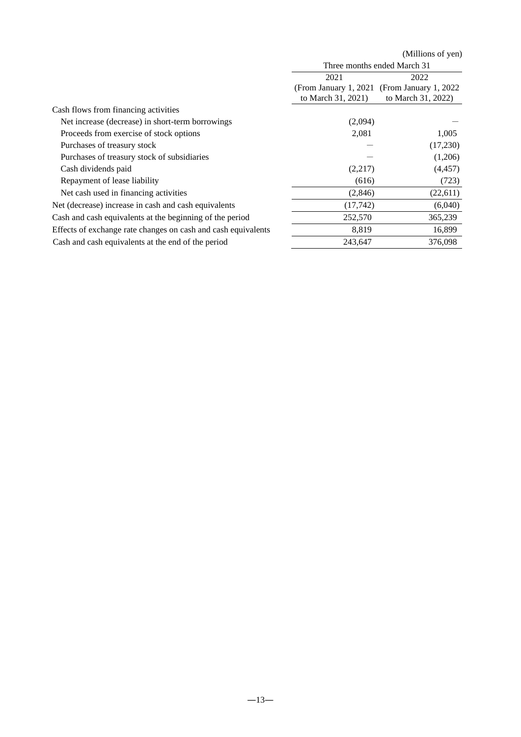(Millions of yen)

| | Three months ended March 31 | |
|---|---|---|
| | 2021 (From January 1, 2021 to March 31, 2021) | 2022 (From January 1, 2022 to March 31, 2022) |
| Cash flows from financing activities | | |
| Net increase (decrease) in short-term borrowings | (2,094) | — |
| Proceeds from exercise of stock options | 2,081 | 1,005 |
| Purchases of treasury stock | — | (17,230) |
| Purchases of treasury stock of subsidiaries | — | (1,206) |
| Cash dividends paid | (2,217) | (4,457) |
| Repayment of lease liability | (616) | (723) |
| Net cash used in financing activities | (2,846) | (22,611) |
| Net (decrease) increase in cash and cash equivalents | (17,742) | (6,040) |
| Cash and cash equivalents at the beginning of the period | 252,570 | 365,239 |
| Effects of exchange rate changes on cash and cash equivalents | 8,819 | 16,899 |
| Cash and cash equivalents at the end of the period | 243,647 | 376,098 |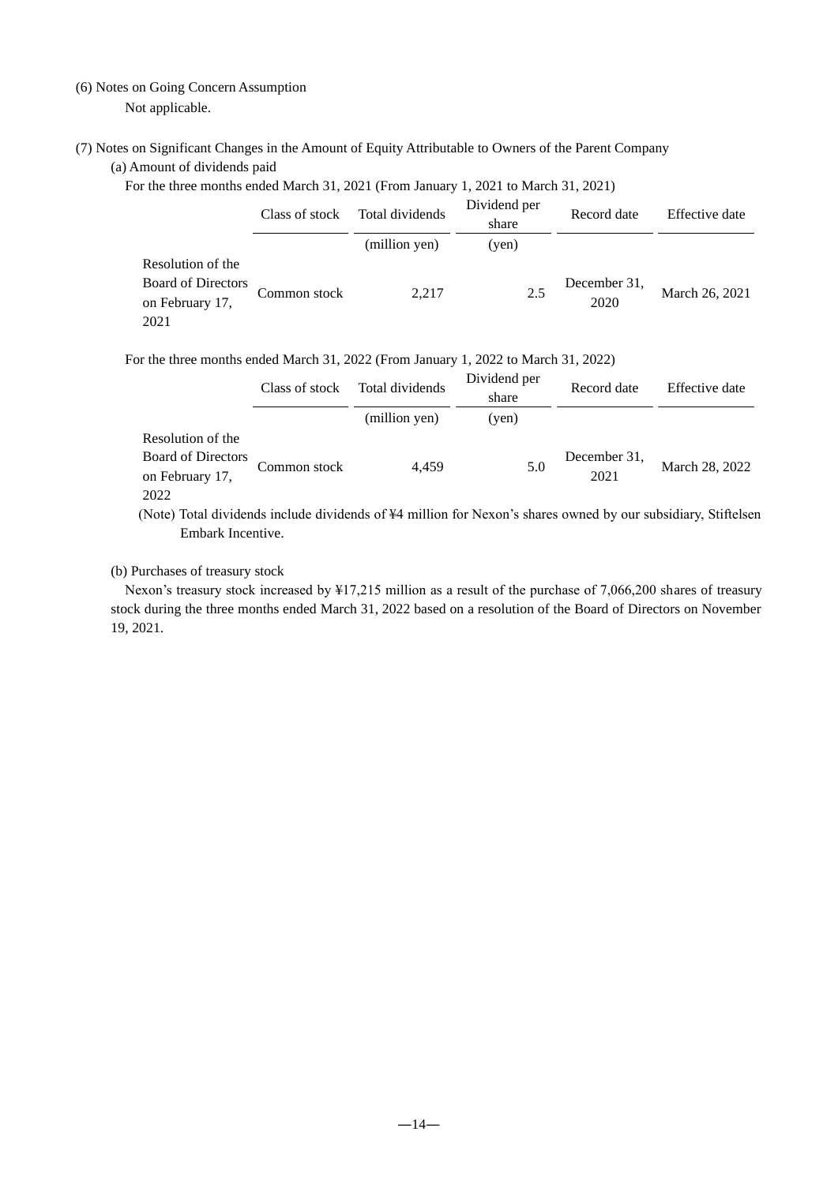(6) Notes on Going Concern Assumption

Not applicable.

(7) Notes on Significant Changes in the Amount of Equity Attributable to Owners of the Parent Company

(a) Amount of dividends paid

For the three months ended March 31, 2021 (From January 1, 2021 to March 31, 2021)

| | Class of stock | Total dividends | Dividend per share | Record date | Effective date |
|---|---|---|---|---|---|
| | | (million yen) | (yen) | | |
| Resolution of the Board of Directors on February 17, 2021 | Common stock | 2,217 | 2.5 | December 31, 2020 | March 26, 2021 |

For the three months ended March 31, 2022 (From January 1, 2022 to March 31, 2022)

| | Class of stock | Total dividends | Dividend per share | Record date | Effective date |
|---|---|---|---|---|---|
| | | (million yen) | (yen) | | |
| Resolution of the Board of Directors on February 17, 2022 | Common stock | 4,459 | 5.0 | December 31, 2021 | March 28, 2022 |

(Note) Total dividends include dividends of ¥4 million for Nexon's shares owned by our subsidiary, Stiftelsen Embark Incentive.

(b) Purchases of treasury stock

Nexon's treasury stock increased by ¥17,215 million as a result of the purchase of 7,066,200 shares of treasury stock during the three months ended March 31, 2022 based on a resolution of the Board of Directors on November 19, 2021.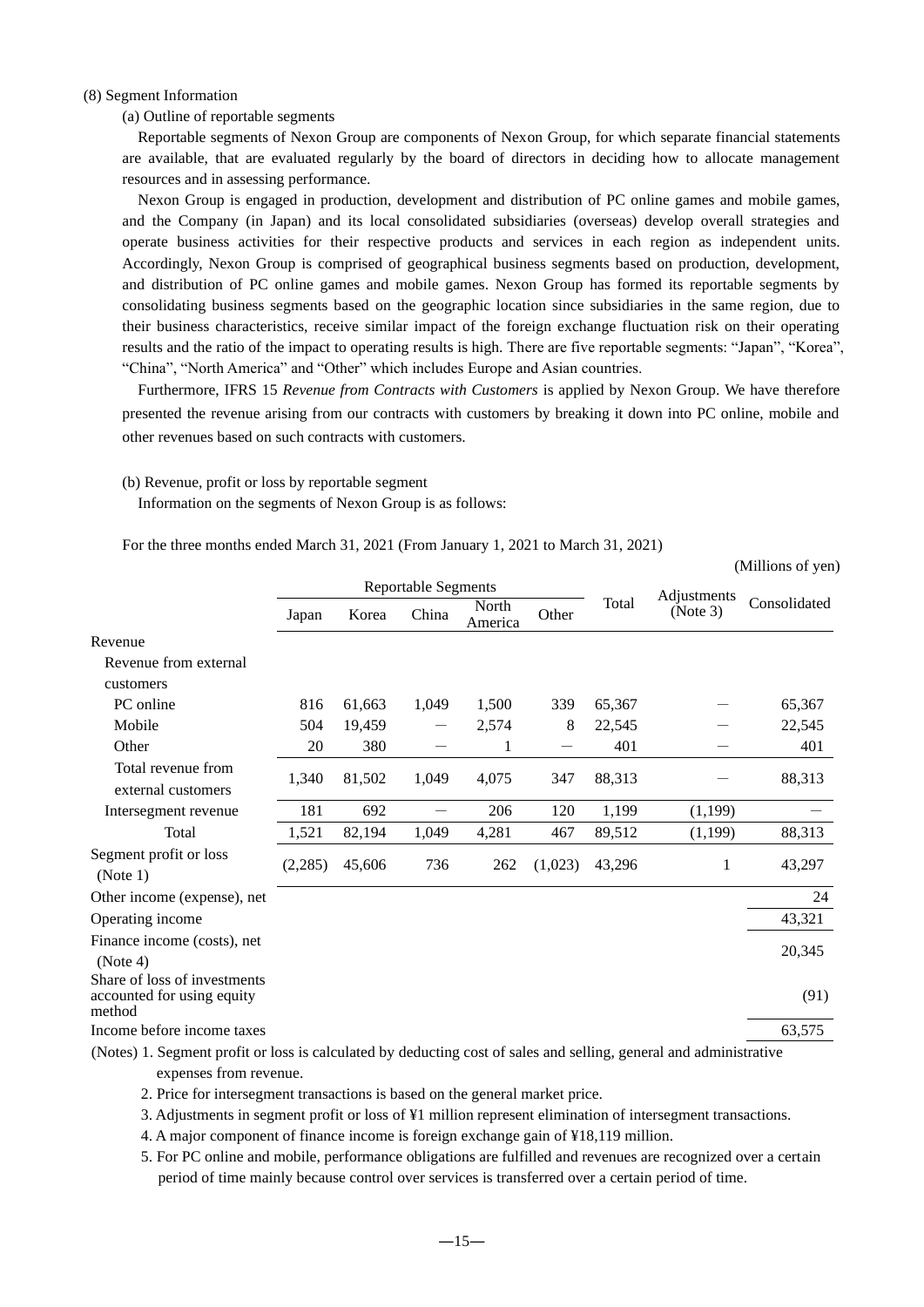(8) Segment Information

(a) Outline of reportable segments

Reportable segments of Nexon Group are components of Nexon Group, for which separate financial statements are available, that are evaluated regularly by the board of directors in deciding how to allocate management resources and in assessing performance.

Nexon Group is engaged in production, development and distribution of PC online games and mobile games, and the Company (in Japan) and its local consolidated subsidiaries (overseas) develop overall strategies and operate business activities for their respective products and services in each region as independent units. Accordingly, Nexon Group is comprised of geographical business segments based on production, development, and distribution of PC online games and mobile games. Nexon Group has formed its reportable segments by consolidating business segments based on the geographic location since subsidiaries in the same region, due to their business characteristics, receive similar impact of the foreign exchange fluctuation risk on their operating results and the ratio of the impact to operating results is high. There are five reportable segments: "Japan", "Korea", "China", "North America" and "Other" which includes Europe and Asian countries.

Furthermore, IFRS 15 *Revenue from Contracts with Customers* is applied by Nexon Group. We have therefore presented the revenue arising from our contracts with customers by breaking it down into PC online, mobile and other revenues based on such contracts with customers.

(b) Revenue, profit or loss by reportable segment

Information on the segments of Nexon Group is as follows:

For the three months ended March 31, 2021 (From January 1, 2021 to March 31, 2021)

(Millions of yen)

| | Reportable Segments | | | | | Total | Adjustments (Note 3) | Consolidated |
|---|---|---|---|---|---|---|---|---|
| | Japan | Korea | China | North America | Other | | | |
| Revenue | | | | | | | | |
| Revenue from external customers | | | | | | | | |
| PC online | 816 | 61,663 | 1,049 | 1,500 | 339 | 65,367 | — | 65,367 |
| Mobile | 504 | 19,459 | — | 2,574 | 8 | 22,545 | — | 22,545 |
| Other | 20 | 380 | — | 1 | — | 401 | — | 401 |
| Total revenue from external customers | 1,340 | 81,502 | 1,049 | 4,075 | 347 | 88,313 | — | 88,313 |
| Intersegment revenue | 181 | 692 | — | 206 | 120 | 1,199 | (1,199) | — |
| Total | 1,521 | 82,194 | 1,049 | 4,281 | 467 | 89,512 | (1,199) | 88,313 |
| Segment profit or loss (Note 1) | (2,285) | 45,606 | 736 | 262 | (1,023) | 43,296 | 1 | 43,297 |
| Other income (expense), net | | | | | | | | 24 |
| Operating income | | | | | | | | 43,321 |
| Finance income (costs), net (Note 4) | | | | | | | | 20,345 |
| Share of loss of investments accounted for using equity method | | | | | | | | (91) |
| Income before income taxes | | | | | | | | 63,575 |

(Notes) 1. Segment profit or loss is calculated by deducting cost of sales and selling, general and administrative expenses from revenue.

2. Price for intersegment transactions is based on the general market price.

3. Adjustments in segment profit or loss of ¥1 million represent elimination of intersegment transactions.

4. A major component of finance income is foreign exchange gain of ¥18,119 million.

5. For PC online and mobile, performance obligations are fulfilled and revenues are recognized over a certain period of time mainly because control over services is transferred over a certain period of time.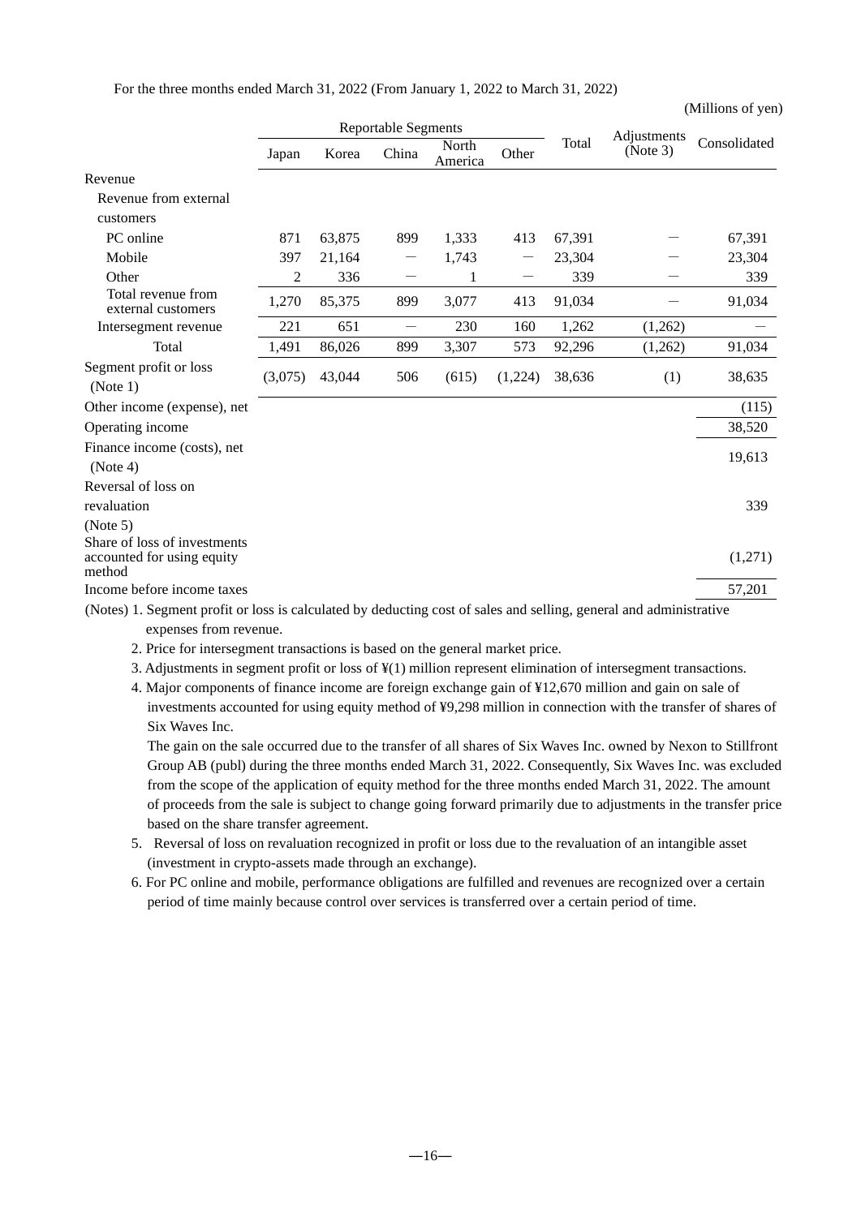For the three months ended March 31, 2022 (From January 1, 2022 to March 31, 2022)

(Millions of yen)

| | Reportable Segments | | | | | Total | Adjustments (Note 3) | Consolidated |
|---|---|---|---|---|---|---|---|---|
| | Japan | Korea | China | North America | Other | | | |
| Revenue | | | | | | | | |
| Revenue from external customers | | | | | | | | |
| PC online | 871 | 63,875 | 899 | 1,333 | 413 | 67,391 | — | 67,391 |
| Mobile | 397 | 21,164 | — | 1,743 | — | 23,304 | — | 23,304 |
| Other | 2 | 336 | — | 1 | — | 339 | — | 339 |
| Total revenue from external customers | 1,270 | 85,375 | 899 | 3,077 | 413 | 91,034 | — | 91,034 |
| Intersegment revenue | 221 | 651 | — | 230 | 160 | 1,262 | (1,262) | — |
| Total | 1,491 | 86,026 | 899 | 3,307 | 573 | 92,296 | (1,262) | 91,034 |
| Segment profit or loss (Note 1) | (3,075) | 43,044 | 506 | (615) | (1,224) | 38,636 | (1) | 38,635 |
| Other income (expense), net | | | | | | | | (115) |
| Operating income | | | | | | | | 38,520 |
| Finance income (costs), net (Note 4) | | | | | | | | 19,613 |
| Reversal of loss on revaluation (Note 5) | | | | | | | | 339 |
| Share of loss of investments accounted for using equity method | | | | | | | | (1,271) |
| Income before income taxes | | | | | | | | 57,201 |

(Notes) 1. Segment profit or loss is calculated by deducting cost of sales and selling, general and administrative expenses from revenue.

2. Price for intersegment transactions is based on the general market price.

3. Adjustments in segment profit or loss of ¥(1) million represent elimination of intersegment transactions.

4. Major components of finance income are foreign exchange gain of ¥12,670 million and gain on sale of investments accounted for using equity method of ¥9,298 million in connection with the transfer of shares of Six Waves Inc.

The gain on the sale occurred due to the transfer of all shares of Six Waves Inc. owned by Nexon to Stillfront Group AB (publ) during the three months ended March 31, 2022. Consequently, Six Waves Inc. was excluded from the scope of the application of equity method for the three months ended March 31, 2022. The amount of proceeds from the sale is subject to change going forward primarily due to adjustments in the transfer price based on the share transfer agreement.

5. Reversal of loss on revaluation recognized in profit or loss due to the revaluation of an intangible asset (investment in crypto-assets made through an exchange).

6. For PC online and mobile, performance obligations are fulfilled and revenues are recognized over a certain period of time mainly because control over services is transferred over a certain period of time.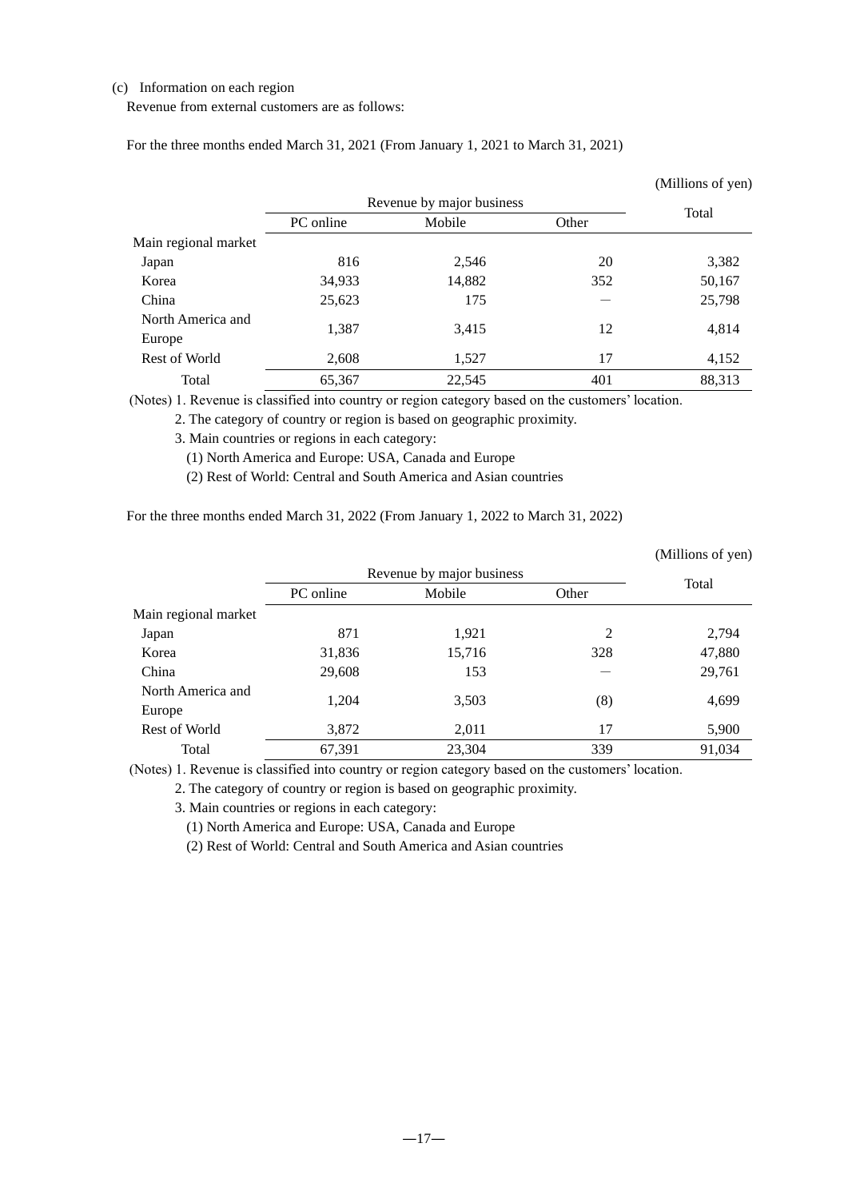(c) Information on each region

Revenue from external customers are as follows:

For the three months ended March 31, 2021 (From January 1, 2021 to March 31, 2021)

(Millions of yen)

| | Revenue by major business | | | Total |
|---|---|---|---|---|
| | PC online | Mobile | Other | |
| Main regional market | | | | |
| Japan | 816 | 2,546 | 20 | 3,382 |
| Korea | 34,933 | 14,882 | 352 | 50,167 |
| China | 25,623 | 175 | — | 25,798 |
| North America and Europe | 1,387 | 3,415 | 12 | 4,814 |
| Rest of World | 2,608 | 1,527 | 17 | 4,152 |
| Total | 65,367 | 22,545 | 401 | 88,313 |

(Notes) 1. Revenue is classified into country or region category based on the customers' location.

2. The category of country or region is based on geographic proximity.

3. Main countries or regions in each category:

(1) North America and Europe: USA, Canada and Europe

(2) Rest of World: Central and South America and Asian countries

For the three months ended March 31, 2022 (From January 1, 2022 to March 31, 2022)

(Millions of yen)

| | Revenue by major business | | | Total |
|---|---|---|---|---|
| | PC online | Mobile | Other | |
| Main regional market | | | | |
| Japan | 871 | 1,921 | 2 | 2,794 |
| Korea | 31,836 | 15,716 | 328 | 47,880 |
| China | 29,608 | 153 | — | 29,761 |
| North America and Europe | 1,204 | 3,503 | (8) | 4,699 |
| Rest of World | 3,872 | 2,011 | 17 | 5,900 |
| Total | 67,391 | 23,304 | 339 | 91,034 |

(Notes) 1. Revenue is classified into country or region category based on the customers' location.

2. The category of country or region is based on geographic proximity.

3. Main countries or regions in each category:

(1) North America and Europe: USA, Canada and Europe

(2) Rest of World: Central and South America and Asian countries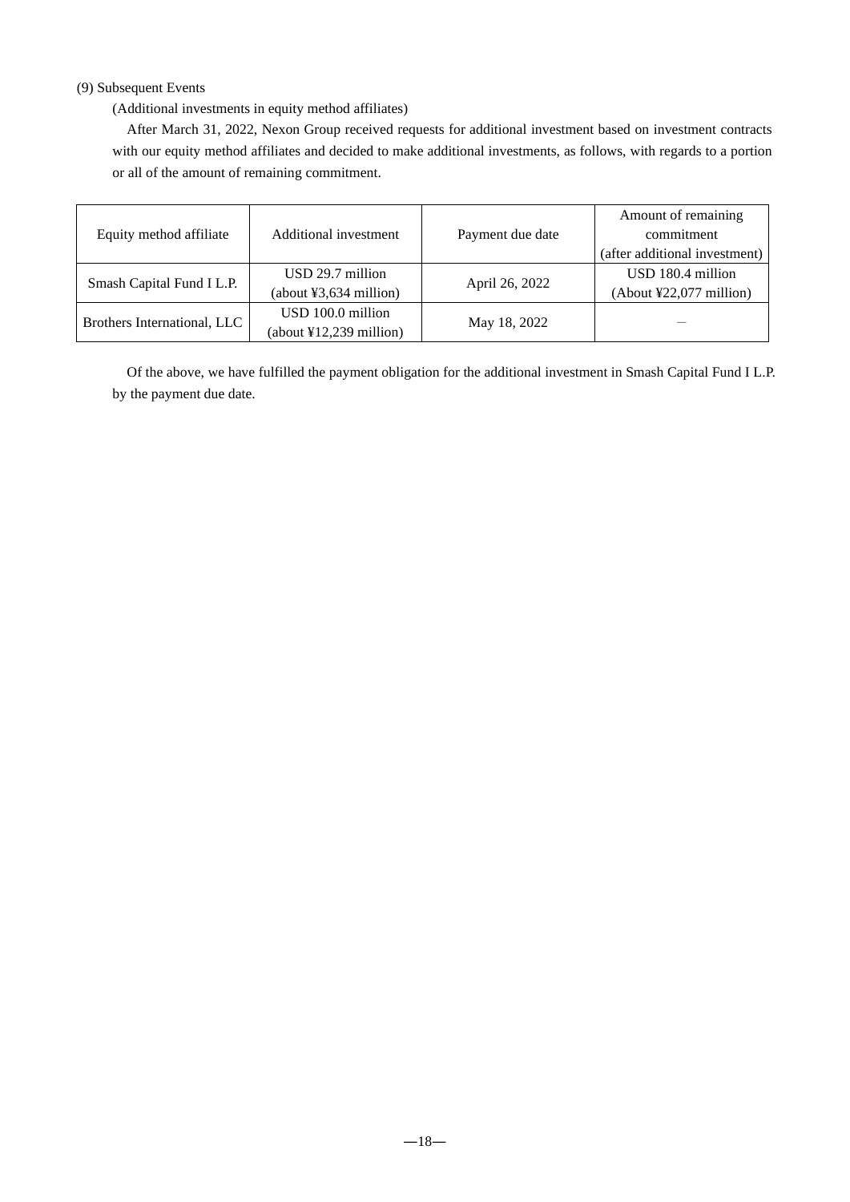(9) Subsequent Events

(Additional investments in equity method affiliates)

After March 31, 2022, Nexon Group received requests for additional investment based on investment contracts with our equity method affiliates and decided to make additional investments, as follows, with regards to a portion or all of the amount of remaining commitment.

| Equity method affiliate | Additional investment | Payment due date | Amount of remaining commitment (after additional investment) |
|---|---|---|---|
| Smash Capital Fund I L.P. | USD 29.7 million (about ¥3,634 million) | April 26, 2022 | USD 180.4 million (About ¥22,077 million) |
| Brothers International, LLC | USD 100.0 million (about ¥12,239 million) | May 18, 2022 | — |

Of the above, we have fulfilled the payment obligation for the additional investment in Smash Capital Fund I L.P. by the payment due date.